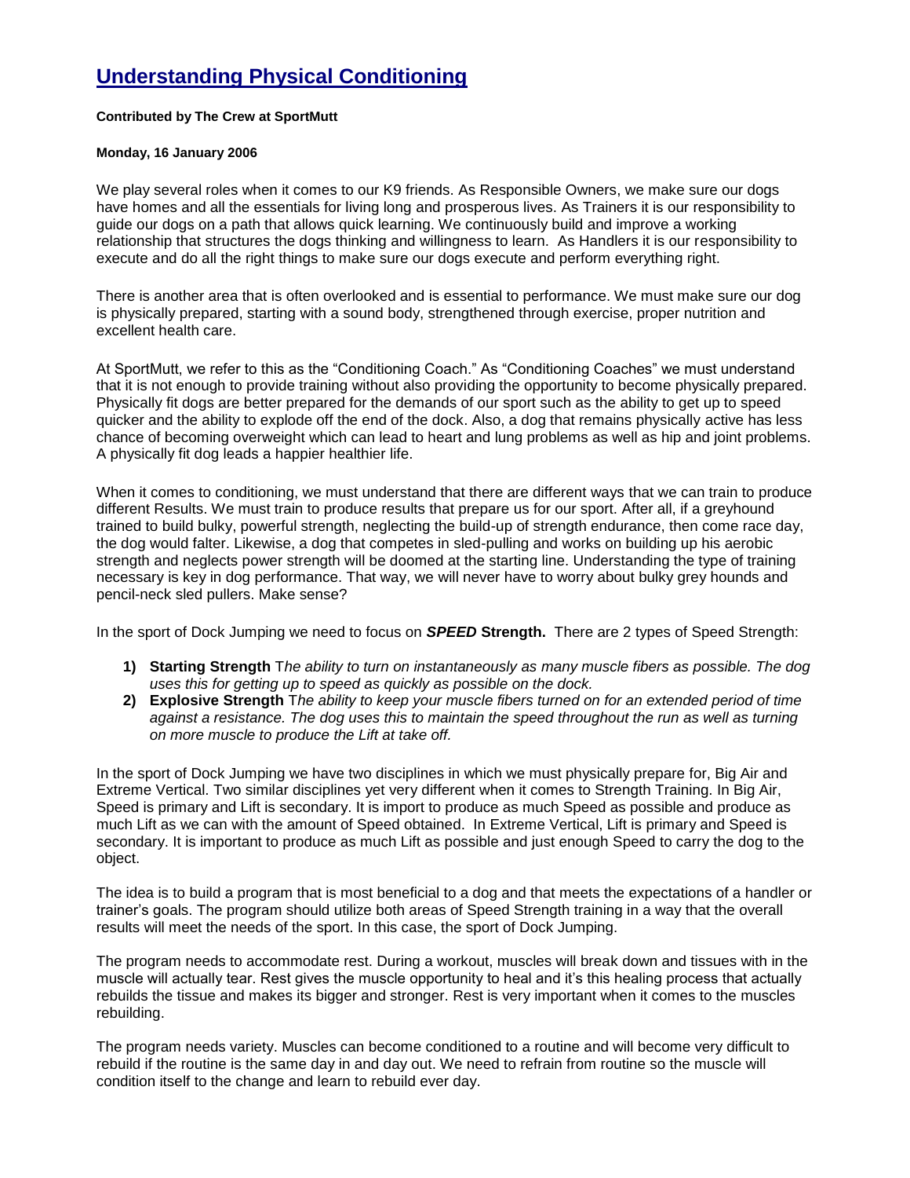# [Understanding Physical Conditioning]

**Contributed by The Crew at SportMutt**

**Monday, 16 January 2006**

We play several roles when it comes to our K9 friends. As Responsible Owners, we make sure our dogs have homes and all the essentials for living long and prosperous lives. As Trainers it is our responsibility to guide our dogs on a path that allows quick learning. We continuously build and improve a working relationship that structures the dogs thinking and willingness to learn. As Handlers it is our responsibility to execute and do all the right things to make sure our dogs execute and perform everything right.

There is another area that is often overlooked and is essential to performance. We must make sure our dog is physically prepared, starting with a sound body, strengthened through exercise, proper nutrition and excellent health care.

At SportMutt, we refer to this as the "Conditioning Coach." As "Conditioning Coaches" we must understand that it is not enough to provide training without also providing the opportunity to become physically prepared. Physically fit dogs are better prepared for the demands of our sport such as the ability to get up to speed quicker and the ability to explode off the end of the dock. Also, a dog that remains physically active has less chance of becoming overweight which can lead to heart and lung problems as well as hip and joint problems. A physically fit dog leads a happier healthier life.

When it comes to conditioning, we must understand that there are different ways that we can train to produce different Results. We must train to produce results that prepare us for our sport. After all, if a greyhound trained to build bulky, powerful strength, neglecting the build-up of strength endurance, then come race day, the dog would falter. Likewise, a dog that competes in sled-pulling and works on building up his aerobic strength and neglects power strength will be doomed at the starting line. Understanding the type of training necessary is key in dog performance. That way, we will never have to worry about bulky grey hounds and pencil-neck sled pullers. Make sense?

In the sport of Dock Jumping we need to focus on ***SPEED*** **Strength.** There are 2 types of Speed Strength:

1) **Starting Strength** T*he ability to turn on instantaneously as many muscle fibers as possible. The dog uses this for getting up to speed as quickly as possible on the dock.*
2) **Explosive Strength** T*he ability to keep your muscle fibers turned on for an extended period of time against a resistance. The dog uses this to maintain the speed throughout the run as well as turning on more muscle to produce the Lift at take off.*

In the sport of Dock Jumping we have two disciplines in which we must physically prepare for, Big Air and Extreme Vertical. Two similar disciplines yet very different when it comes to Strength Training. In Big Air, Speed is primary and Lift is secondary. It is import to produce as much Speed as possible and produce as much Lift as we can with the amount of Speed obtained. In Extreme Vertical, Lift is primary and Speed is secondary. It is important to produce as much Lift as possible and just enough Speed to carry the dog to the object.

The idea is to build a program that is most beneficial to a dog and that meets the expectations of a handler or trainer's goals. The program should utilize both areas of Speed Strength training in a way that the overall results will meet the needs of the sport. In this case, the sport of Dock Jumping.

The program needs to accommodate rest. During a workout, muscles will break down and tissues with in the muscle will actually tear. Rest gives the muscle opportunity to heal and it's this healing process that actually rebuilds the tissue and makes its bigger and stronger. Rest is very important when it comes to the muscles rebuilding.

The program needs variety. Muscles can become conditioned to a routine and will become very difficult to rebuild if the routine is the same day in and day out. We need to refrain from routine so the muscle will condition itself to the change and learn to rebuild ever day.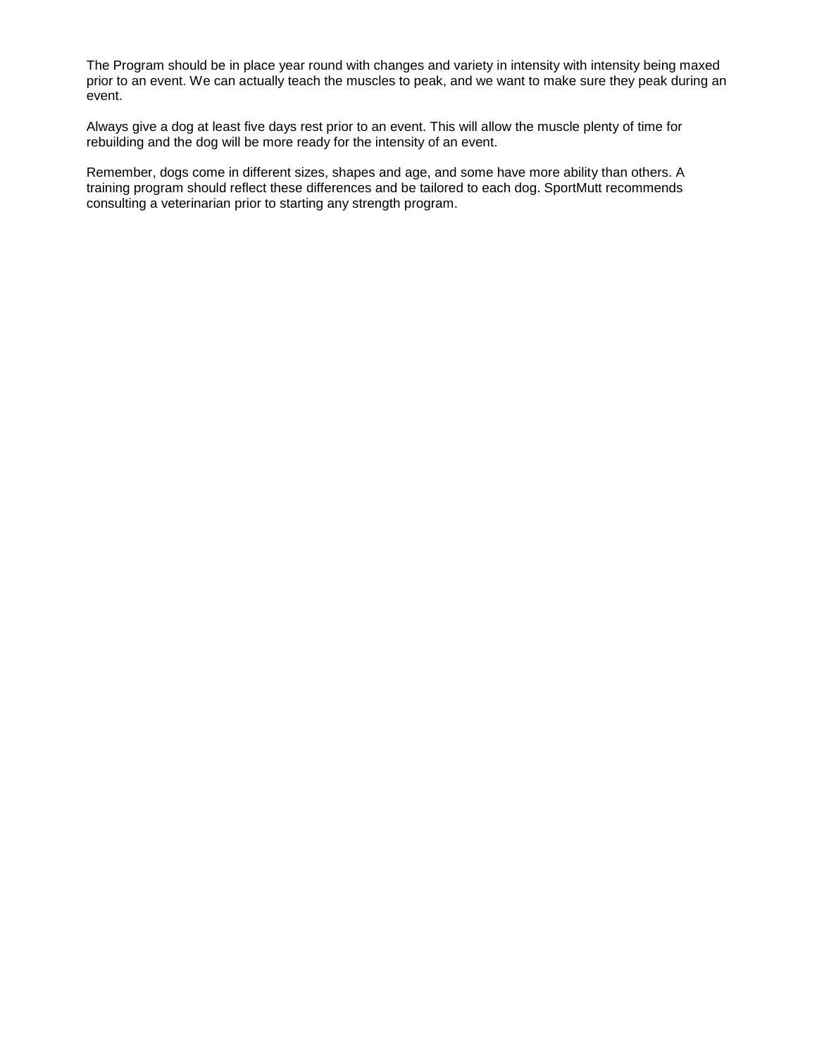The Program should be in place year round with changes and variety in intensity with intensity being maxed prior to an event. We can actually teach the muscles to peak, and we want to make sure they peak during an event.

Always give a dog at least five days rest prior to an event. This will allow the muscle plenty of time for rebuilding and the dog will be more ready for the intensity of an event.

Remember, dogs come in different sizes, shapes and age, and some have more ability than others. A training program should reflect these differences and be tailored to each dog. SportMutt recommends consulting a veterinarian prior to starting any strength program.